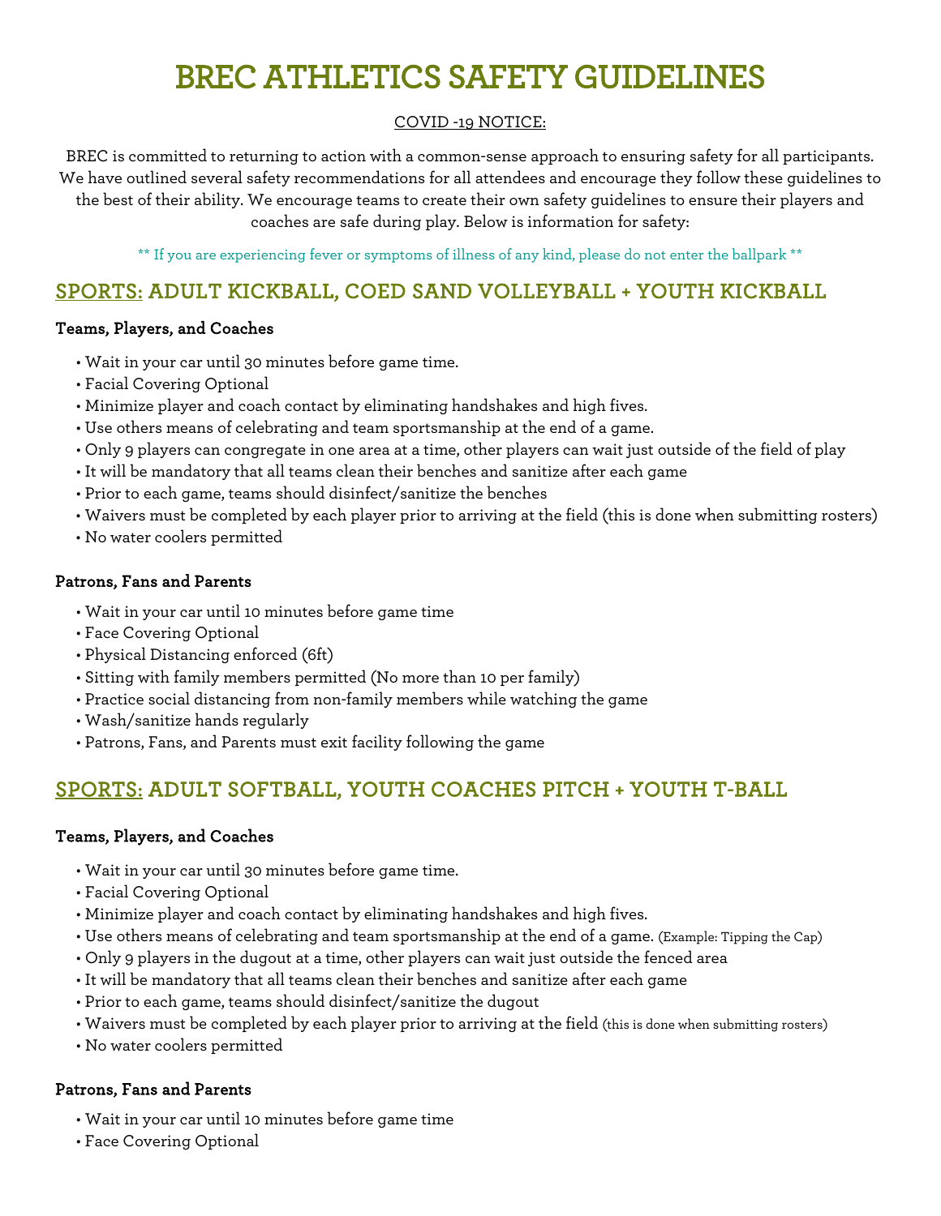# BREC ATHLETICS SAFETY GUIDELINES

COVID -19 NOTICE:

BREC is committed to returning to action with a common-sense approach to ensuring safety for all participants. We have outlined several safety recommendations for all attendees and encourage they follow these guidelines to the best of their ability. We encourage teams to create their own safety guidelines to ensure their players and coaches are safe during play. Below is information for safety:

** If you are experiencing fever or symptoms of illness of any kind, please do not enter the ballpark **

## SPORTS: ADULT KICKBALL, COED SAND VOLLEYBALL + YOUTH KICKBALL

### Teams, Players, and Coaches

- Wait in your car until 30 minutes before game time.
- Facial Covering Optional
- Minimize player and coach contact by eliminating handshakes and high fives.
- Use others means of celebrating and team sportsmanship at the end of a game.
- Only 9 players can congregate in one area at a time, other players can wait just outside of the field of play
- It will be mandatory that all teams clean their benches and sanitize after each game
- Prior to each game, teams should disinfect/sanitize the benches
- Waivers must be completed by each player prior to arriving at the field (this is done when submitting rosters)
- No water coolers permitted

### Patrons, Fans and Parents

- Wait in your car until 10 minutes before game time
- Face Covering Optional
- Physical Distancing enforced (6ft)
- Sitting with family members permitted (No more than 10 per family)
- Practice social distancing from non-family members while watching the game
- Wash/sanitize hands regularly
- Patrons, Fans, and Parents must exit facility following the game

## SPORTS: ADULT SOFTBALL, YOUTH COACHES PITCH + YOUTH T-BALL

### Teams, Players, and Coaches

- Wait in your car until 30 minutes before game time.
- Facial Covering Optional
- Minimize player and coach contact by eliminating handshakes and high fives.
- Use others means of celebrating and team sportsmanship at the end of a game. (Example: Tipping the Cap)
- Only 9 players in the dugout at a time, other players can wait just outside the fenced area
- It will be mandatory that all teams clean their benches and sanitize after each game
- Prior to each game, teams should disinfect/sanitize the dugout
- Waivers must be completed by each player prior to arriving at the field (this is done when submitting rosters)
- No water coolers permitted

### Patrons, Fans and Parents

- Wait in your car until 10 minutes before game time
- Face Covering Optional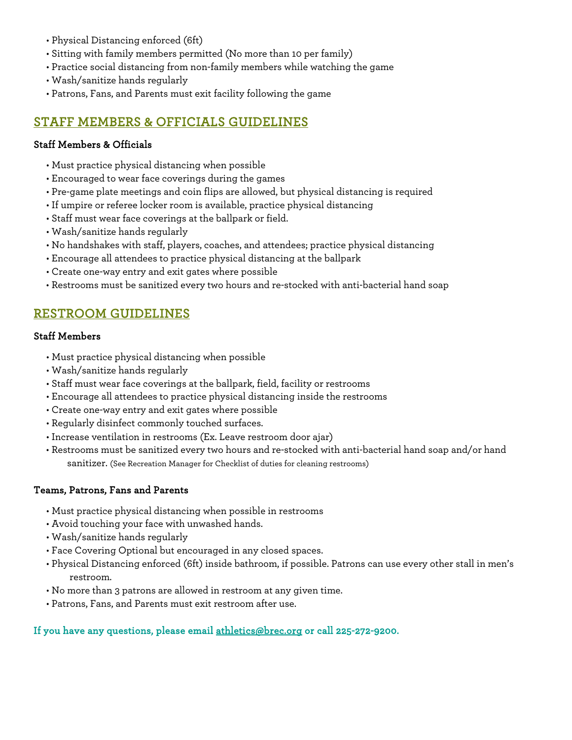- Physical Distancing enforced (6ft)
- Sitting with family members permitted (No more than 10 per family)
- Practice social distancing from non-family members while watching the game
- Wash/sanitize hands regularly
- Patrons, Fans, and Parents must exit facility following the game

## STAFF MEMBERS & OFFICIALS GUIDELINES

**Staff Members & Officials**

- Must practice physical distancing when possible
- Encouraged to wear face coverings during the games
- Pre-game plate meetings and coin flips are allowed, but physical distancing is required
- If umpire or referee locker room is available, practice physical distancing
- Staff must wear face coverings at the ballpark or field.
- Wash/sanitize hands regularly
- No handshakes with staff, players, coaches, and attendees; practice physical distancing
- Encourage all attendees to practice physical distancing at the ballpark
- Create one-way entry and exit gates where possible
- Restrooms must be sanitized every two hours and re-stocked with anti-bacterial hand soap

## RESTROOM GUIDELINES

**Staff Members**

- Must practice physical distancing when possible
- Wash/sanitize hands regularly
- Staff must wear face coverings at the ballpark, field, facility or restrooms
- Encourage all attendees to practice physical distancing inside the restrooms
- Create one-way entry and exit gates where possible
- Regularly disinfect commonly touched surfaces.
- Increase ventilation in restrooms (Ex. Leave restroom door ajar)
- Restrooms must be sanitized every two hours and re-stocked with anti-bacterial hand soap and/or hand sanitizer. (See Recreation Manager for Checklist of duties for cleaning restrooms)

**Teams, Patrons, Fans and Parents**

- Must practice physical distancing when possible in restrooms
- Avoid touching your face with unwashed hands.
- Wash/sanitize hands regularly
- Face Covering Optional but encouraged in any closed spaces.
- Physical Distancing enforced (6ft) inside bathroom, if possible. Patrons can use every other stall in men's restroom.
- No more than 3 patrons are allowed in restroom at any given time.
- Patrons, Fans, and Parents must exit restroom after use.

**If you have any questions, please email athletics@brec.org or call 225-272-9200.**